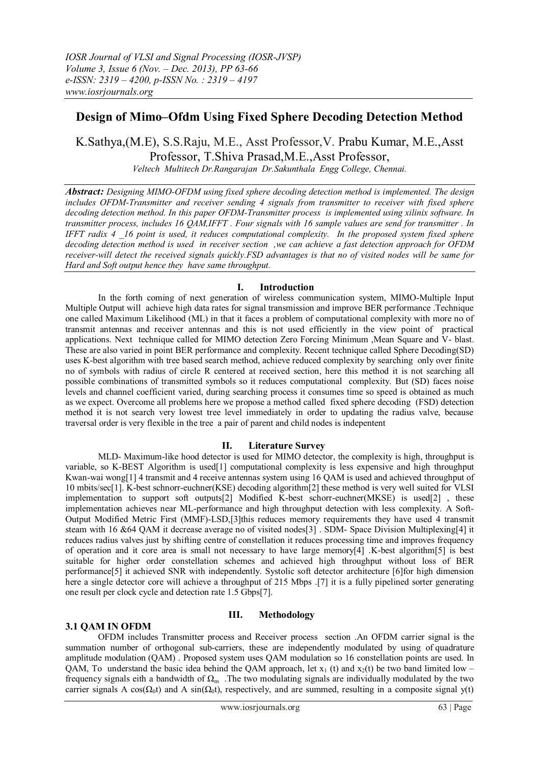# Design of Mimo–Ofdm Using Fixed Sphere Decoding Detection Method

K.Sathya,(M.E), S.S.Raju, M.E., Asst Professor,V. Prabu Kumar, M.E.,Asst Professor, T.Shiva Prasad,M.E.,Asst Professor,

*Veltech Multitech Dr.Rangarajan Dr.Sakunthala Engg College, Chennai.*

***Abstract:*** *Designing MIMO-OFDM using fixed sphere decoding detection method is implemented. The design includes OFDM-Transmitter and receiver sending 4 signals from transmitter to receiver with fixed sphere decoding detection method. In this paper OFDM-Transmitter process is implemented using xilinix software. In transmitter process, includes 16 QAM,IFFT . Four signals with 16 sample values are send for transmitter . In IFFT radix 4 _16 point is used, it reduces computational complexity. In the proposed system fixed sphere decoding detection method is used in receiver section ,we can achieve a fast detection approach for OFDM receiver-will detect the received signals quickly.FSD advantages is that no of visited nodes will be same for Hard and Soft output hence they have same throughput.*

## I. Introduction

In the forth coming of next generation of wireless communication system, MIMO-Multiple Input Multiple Output will achieve high data rates for signal transmission and improve BER performance .Technique one called Maximum Likelihood (ML) in that it faces a problem of computational complexity with more no of transmit antennas and receiver antennas and this is not used efficiently in the view point of practical applications. Next technique called for MIMO detection Zero Forcing Minimum ,Mean Square and V- blast. These are also varied in point BER performance and complexity. Recent technique called Sphere Decoding(SD) uses K-best algorithm with tree based search method, achieve reduced complexity by searching only over finite no of symbols with radius of circle R centered at received section, here this method it is not searching all possible combinations of transmitted symbols so it reduces computational complexity. But (SD) faces noise levels and channel coefficient varied, during searching process it consumes time so speed is obtained as much as we expect. Overcome all problems here we propose a method called fixed sphere decoding (FSD) detection method it is not search very lowest tree level immediately in order to updating the radius valve, because traversal order is very flexible in the tree a pair of parent and child nodes is indepentent

## II. Literature Survey

MLD- Maximum-like hood detector is used for MIMO detector, the complexity is high, throughput is variable, so K-BEST Algorithm is used[1] computational complexity is less expensive and high throughput Kwan-wai wong[1] 4 transmit and 4 receive antennas system using 16 QAM is used and achieved throughput of 10 mbits/sec[1]. K-best schnorr-euchner(KSE) decoding algorithm[2] these method is very well suited for VLSI implementation to support soft outputs[2] Modified K-best schorr-euchner(MKSE) is used[2] , these implementation achieves near ML-performance and high throughput detection with less complexity. A Soft-Output Modified Metric First (MMF)-LSD,[3]this reduces memory requirements they have used 4 transmit steam with 16 &64 QAM it decrease average no of visited nodes[3] . SDM- Space Division Multiplexing[4] it reduces radius valves just by shifting centre of constellation it reduces processing time and improves frequency of operation and it core area is small not necessary to have large memory[4] .K-best algorithm[5] is best suitable for higher order constellation schemes and achieved high throughput without loss of BER performance[5] it achieved SNR with independently. Systolic soft detector architecture [6]for high dimension here a single detector core will achieve a throughput of 215 Mbps .[7] it is a fully pipelined sorter generating one result per clock cycle and detection rate 1.5 Gbps[7].

## III. Methodology

### 3.1 QAM IN OFDM

OFDM includes Transmitter process and Receiver process section .An OFDM carrier signal is the summation number of orthogonal sub-carriers, these are independently modulated by using of quadrature amplitude modulation (QAM) . Proposed system uses QAM modulation so 16 constellation points are used. In QAM, To understand the basic idea behind the QAM approach, let $x_1$ (t) and $x_2$(t) be two band limited low – frequency signals eith a bandwidth of $\Omega_m$ .The two modulating signals are individually modulated by the two carrier signals A cos($\Omega_0$t) and A sin($\Omega_0$t), respectively, and are summed, resulting in a composite signal y(t)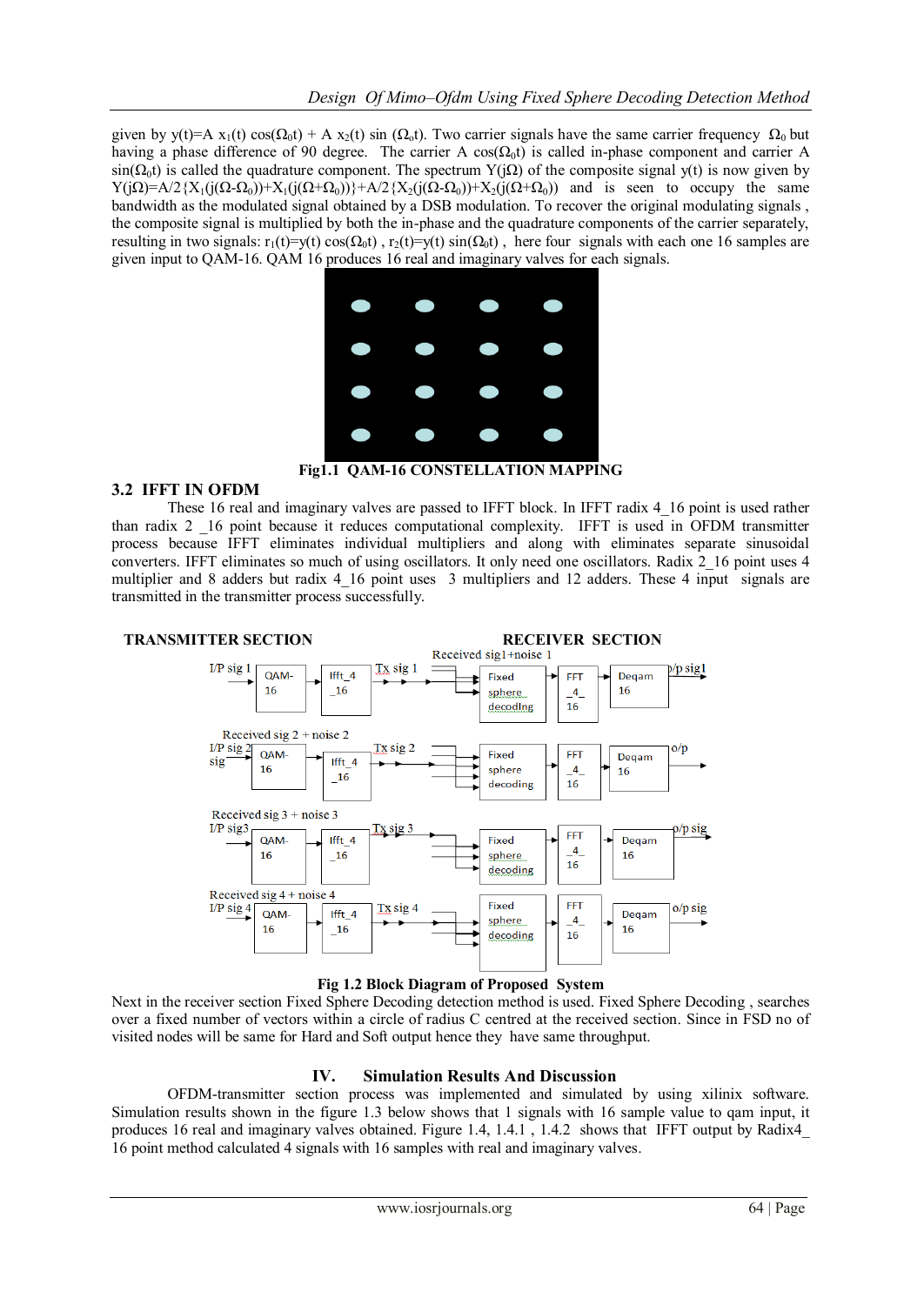given by $y(t)=A\ x_1(t)\cos(\Omega_0 t) + A\ x_2(t)\sin(\Omega_0 t)$. Two carrier signals have the same carrier frequency $\Omega_0$ but having a phase difference of 90 degree. The carrier $A\cos(\Omega_0 t)$ is called in-phase component and carrier $A\sin(\Omega_0 t)$ is called the quadrature component. The spectrum $Y(j\Omega)$ of the composite signal $y(t)$ is now given by $Y(j\Omega)=A/2\{X_1(j(\Omega-\Omega_0))+X_1(j(\Omega+\Omega_0))\}+A/2\{X_2(j(\Omega-\Omega_0))+X_2(j(\Omega+\Omega_0))$ and is seen to occupy the same bandwidth as the modulated signal obtained by a DSB modulation. To recover the original modulating signals , the composite signal is multiplied by both the in-phase and the quadrature components of the carrier separately, resulting in two signals: $r_1(t)=y(t)\cos(\Omega_0 t)$ , $r_2(t)=y(t)\sin(\Omega_0 t)$ , here four signals with each one 16 samples are given input to QAM-16. QAM 16 produces 16 real and imaginary valves for each signals.

**Fig1.1 QAM-16 CONSTELLATION MAPPING**

## 3.2 IFFT IN OFDM

These 16 real and imaginary valves are passed to IFFT block. In IFFT radix 4_16 point is used rather than radix 2 _16 point because it reduces computational complexity. IFFT is used in OFDM transmitter process because IFFT eliminates individual multipliers and along with eliminates separate sinusoidal converters. IFFT eliminates so much of using oscillators. It only need one oscillators. Radix 2_16 point uses 4 multiplier and 8 adders but radix 4_16 point uses 3 multipliers and 12 adders. These 4 input signals are transmitted in the transmitter process successfully.

**Fig 1.2 Block Diagram of Proposed System**

Next in the receiver section Fixed Sphere Decoding detection method is used. Fixed Sphere Decoding , searches over a fixed number of vectors within a circle of radius C centred at the received section. Since in FSD no of visited nodes will be same for Hard and Soft output hence they have same throughput.

# IV. Simulation Results And Discussion

OFDM-transmitter section process was implemented and simulated by using xilinix software. Simulation results shown in the figure 1.3 below shows that 1 signals with 16 sample value to qam input, it produces 16 real and imaginary valves obtained. Figure 1.4, 1.4.1 , 1.4.2 shows that IFFT output by Radix4_ 16 point method calculated 4 signals with 16 samples with real and imaginary valves.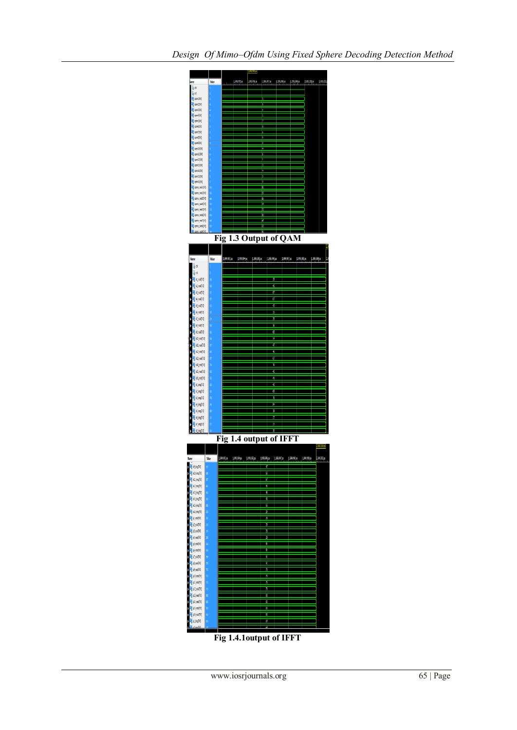Fig 1.3 Output of QAM

Fig 1.4 output of IFFT

Fig 1.4.1output of IFFT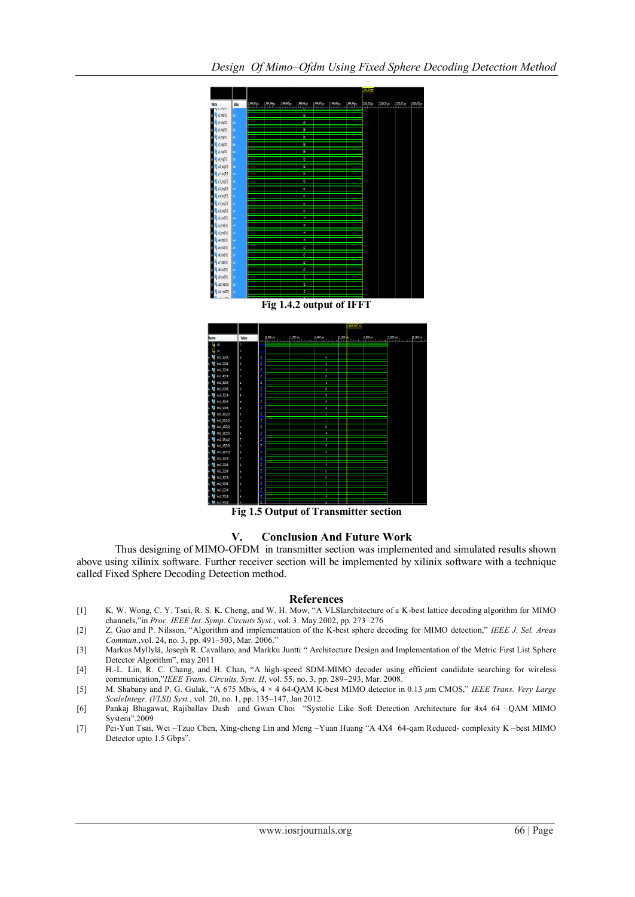Fig 1.4.2 output of IFFT

Fig 1.5 Output of Transmitter section

## V. Conclusion And Future Work

Thus designing of MIMO-OFDM in transmitter section was implemented and simulated results shown above using xilinix software. Further receiver section will be implemented by xilinix software with a technique called Fixed Sphere Decoding Detection method.

## References

[1] K. W. Wong, C. Y. Tsui, R. S. K. Cheng, and W. H. Mow, "A VLSIarchitecture of a K-best lattice decoding algorithm for MIMO channels,"in *Proc. IEEE Int. Symp. Circuits Syst.*, vol. 3. May 2002, pp. 273–276

[2] Z. Guo and P. Nilsson, "Algorithm and implementation of the K-best sphere decoding for MIMO detection," *IEEE J. Sel. Areas Commun.*,vol. 24, no. 3, pp. 491–503, Mar. 2006."

[3] Markus Myllylä, Joseph R. Cavallaro, and Markku Juntti " Architecture Design and Implementation of the Metric First List Sphere Detector Algorithm", may 2011

[4] H.-L. Lin, R. C. Chang, and H. Chan, "A high-speed SDM-MIMO decoder using efficient candidate searching for wireless communication,"*IEEE Trans. Circuits, Syst. II*, vol. 55, no. 3, pp. 289–293, Mar. 2008.

[5] M. Shabany and P. G. Gulak, "A 675 Mb/s, 4 × 4 64-QAM K-best MIMO detector in 0.13 μm CMOS," *IEEE Trans. Very Large ScaleIntegr. (VLSI) Syst.*, vol. 20, no. 1, pp. 135–147, Jan 2012.

[6] Pankaj Bhagawat, Rajiballav Dash and Gwan Choi "Systolic Like Soft Detection Architecture for 4x4 64 –QAM MIMO System".2009

[7] Pei-Yun Tsai, Wei –Tzuo Chen, Xing-cheng Lin and Meng –Yuan Huang "A 4X4 64-qam Reduced- complexity K –best MIMO Detector upto 1.5 Gbps".